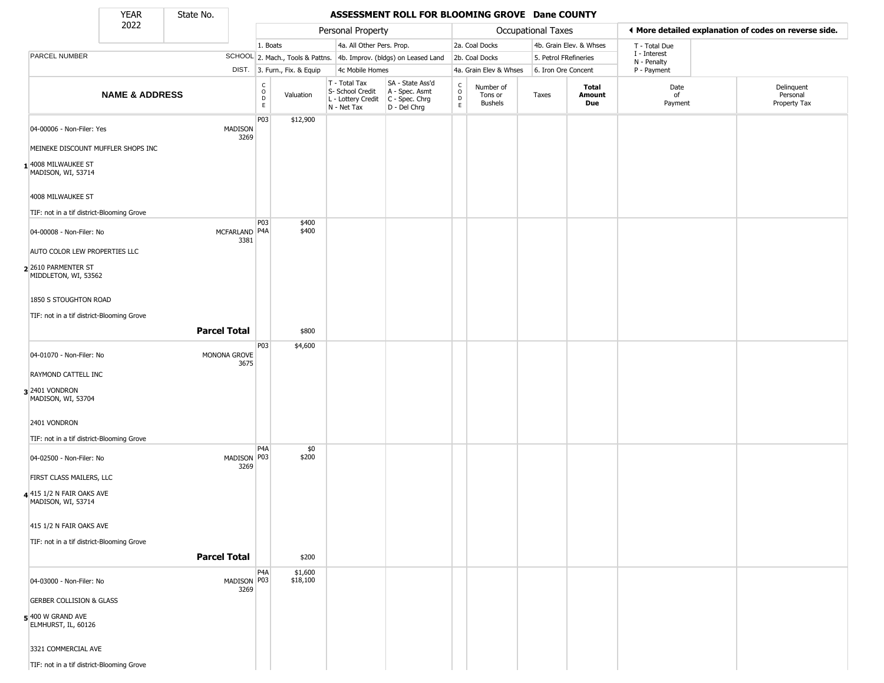| YEAR | State No. |
|---|---|
| 2022 | |

# ASSESSMENT ROLL FOR BLOOMING GROVE Dane COUNTY

| | | Personal Property | | | | Occupational Taxes | | | | ◀ More detailed explanation of codes on reverse side. | |
|---|---|---|---|---|---|---|---|---|---|---|---|
| PARCEL NUMBER | SCHOOL DIST. | 1. Boats<br>2. Mach., Tools & Pattns.<br>3. Furn., Fix. & Equip | | 4a. All Other Pers. Prop.<br>4b. Improv. (bldgs) on Leased Land<br>4c Mobile Homes | | 2a. Coal Docks<br>2b. Coal Docks<br>4a. Grain Elev & Whses | | 4b. Grain Elev. & Whses<br>5. Petrol FRefineries<br>6. Iron Ore Concent | | T - Total Due<br>I - Interest<br>N - Penalty<br>P - Payment | |
| **NAME & ADDRESS** | | CODE | Valuation | T - Total Tax<br>S- School Credit<br>L - Lottery Credit<br>N - Net Tax | SA - State Ass'd<br>A - Spec. Asmt<br>C - Spec. Chrg<br>D - Del Chrg | CODE | Number of Tons or Bushels | Taxes | **Total Amount Due** | Date of Payment | Delinquent Personal Property Tax |
| **1** 04-00006 - Non-Filer: Yes<br>MEINEKE DISCOUNT MUFFLER SHOPS INC<br>4008 MILWAUKEE ST<br>MADISON, WI, 53714<br>4008 MILWAUKEE ST<br>TIF: not in a tif district-Blooming Grove | MADISON 3269 | P03 | $12,900 | | | | | | | | |
| **2** 04-00008 - Non-Filer: No<br>AUTO COLOR LEW PROPERTIES LLC<br>2610 PARMENTER ST<br>MIDDLETON, WI, 53562<br>1850 S STOUGHTON ROAD<br>TIF: not in a tif district-Blooming Grove | MCFARLAND 3381 | P03<br>P4A | $400<br>$400 | | | | | | | | |
| **Parcel Total** | | | $800 | | | | | | | | |
| **3** 04-01070 - Non-Filer: No<br>RAYMOND CATTELL INC<br>2401 VONDRON<br>MADISON, WI, 53704<br>2401 VONDRON<br>TIF: not in a tif district-Blooming Grove | MONONA GROVE 3675 | P03 | $4,600 | | | | | | | | |
| **4** 04-02500 - Non-Filer: No<br>FIRST CLASS MAILERS, LLC<br>415 1/2 N FAIR OAKS AVE<br>MADISON, WI, 53714<br>415 1/2 N FAIR OAKS AVE<br>TIF: not in a tif district-Blooming Grove | MADISON 3269 | P4A<br>P03 | $0<br>$200 | | | | | | | | |
| **Parcel Total** | | | $200 | | | | | | | | |
| **5** 04-03000 - Non-Filer: No<br>GERBER COLLISION & GLASS<br>400 W GRAND AVE<br>ELMHURST, IL, 60126<br>3321 COMMERCIAL AVE<br>TIF: not in a tif district-Blooming Grove | MADISON 3269 | P4A<br>P03 | $1,600<br>$18,100 | | | | | | | | |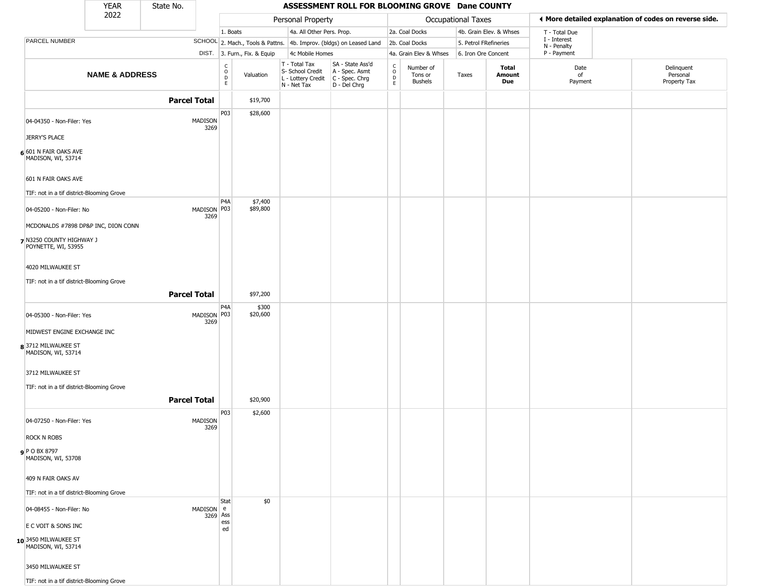# ASSESSMENT ROLL FOR BLOOMING GROVE Dane COUNTY

YEAR 2022 | State No.

| | | Personal Property | | | | Occupational Taxes | | | | ◄ More detailed explanation of codes on reverse side. | |
|---|---|---|---|---|---|---|---|---|---|---|---|
| | | 1. Boats | | 4a. All Other Pers. Prop. | | 2a. Coal Docks | | 4b. Grain Elev. & Whses | | T - Total Due<br>I - Interest<br>N - Penalty<br>P - Payment | |
| PARCEL NUMBER | SCHOOL | 2. Mach., Tools & Pattns. | | 4b. Improv. (bldgs) on Leased Land | | 2b. Coal Docks | | 5. Petrol FRefineries | | | |
| | DIST. | 3. Furn., Fix. & Equip | | 4c Mobile Homes | | 4a. Grain Elev & Whses | | 6. Iron Ore Concent | | | |
| **NAME & ADDRESS** | | CODE | Valuation | T - Total Tax<br>S- School Credit<br>L - Lottery Credit<br>N - Net Tax | SA - State Ass'd<br>A - Spec. Asmt<br>C - Spec. Chrg<br>D - Del Chrg | CODE | Number of Tons or Bushels | Taxes | **Total Amount Due** | Date of Payment | Delinquent Personal Property Tax |
| **Parcel Total** | | | $19,700 | | | | | | | | |
| 04-04350 - Non-Filer: Yes<br>JERRY'S PLACE<br>6 601 N FAIR OAKS AVE<br>MADISON, WI, 53714<br>601 N FAIR OAKS AVE<br>TIF: not in a tif district-Blooming Grove | MADISON 3269 | P03 | $28,600 | | | | | | | | |
| 04-05200 - Non-Filer: No<br>MCDONALDS #7898 DP&P INC, DION CONN<br>7 N3250 COUNTY HIGHWAY J<br>POYNETTE, WI, 53955<br>4020 MILWAUKEE ST<br>TIF: not in a tif district-Blooming Grove | MADISON 3269 | P4A<br>P03 | $7,400<br>$89,800 | | | | | | | | |
| **Parcel Total** | | | $97,200 | | | | | | | | |
| 04-05300 - Non-Filer: Yes<br>MIDWEST ENGINE EXCHANGE INC<br>8 3712 MILWAUKEE ST<br>MADISON, WI, 53714<br>3712 MILWAUKEE ST<br>TIF: not in a tif district-Blooming Grove | MADISON 3269 | P4A<br>P03 | $300<br>$20,600 | | | | | | | | |
| **Parcel Total** | | | $20,900 | | | | | | | | |
| 04-07250 - Non-Filer: Yes<br>ROCK N ROBS<br>9 P O BX 8797<br>MADISON, WI, 53708<br>409 N FAIR OAKS AV<br>TIF: not in a tif district-Blooming Grove | MADISON 3269 | P03 | $2,600 | | | | | | | | |
| 04-08455 - Non-Filer: No<br>E C VOIT & SONS INC<br>10 3450 MILWAUKEE ST<br>MADISON, WI, 53714<br>3450 MILWAUKEE ST<br>TIF: not in a tif district-Blooming Grove | MADISON 3269 | State Assessed | $0 | | | | | | | | |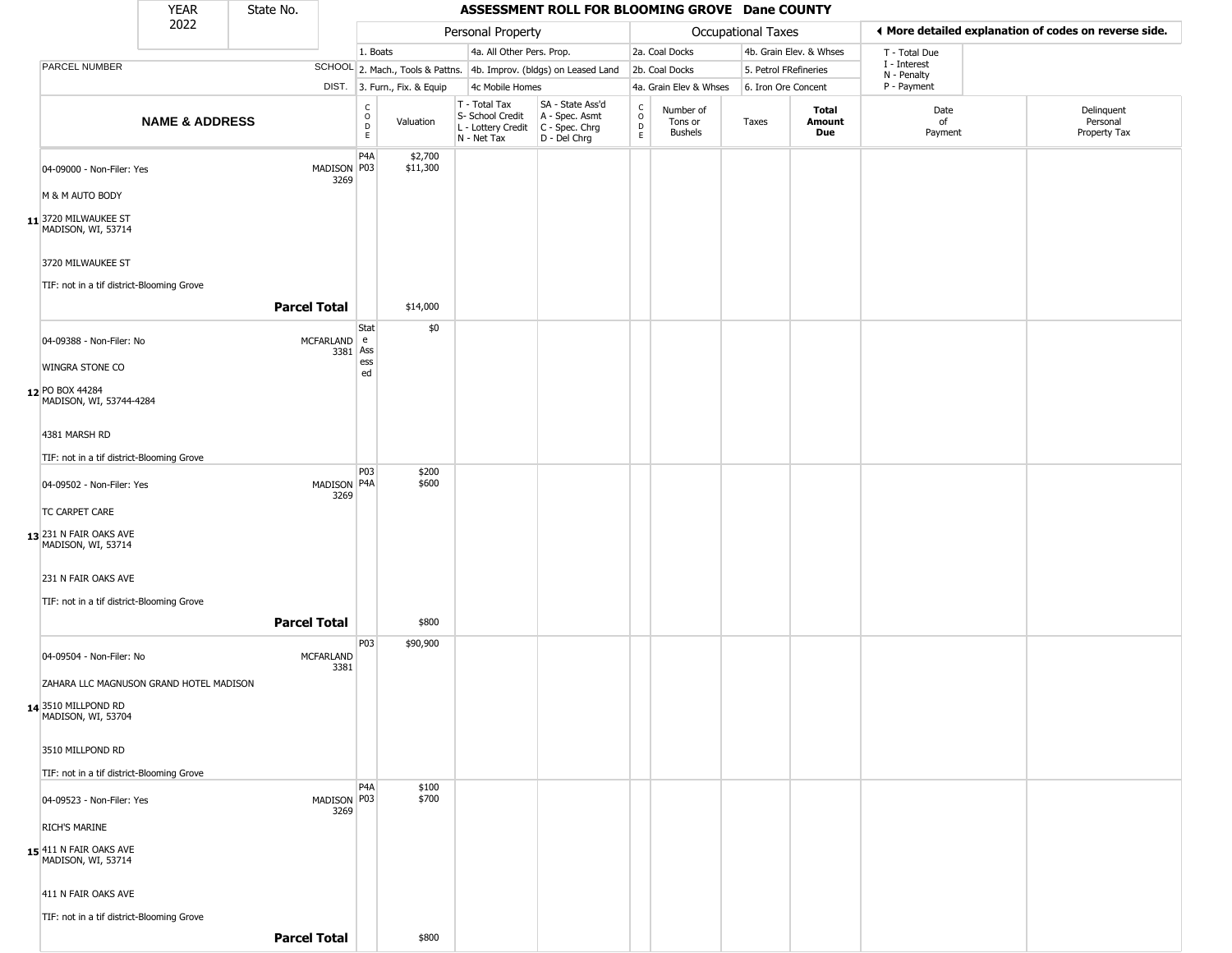| YEAR 2022 | State No. | | ASSESSMENT ROLL FOR BLOOMING GROVE Dane COUNTY | | | | | | | | | |
|---|---|---|---|---|---|---|---|---|---|---|---|---|

| PARCEL NUMBER / NAME & ADDRESS | SCHOOL DIST. | CODE | Valuation | T - Total Tax S- School Credit L - Lottery Credit N - Net Tax | SA - State Ass'd A - Spec. Asmt C - Spec. Chrg D - Del Chrg | CODE | Number of Tons or Bushels | Taxes | Total Amount Due | Date of Payment | Delinquent Personal Property Tax |
|---|---|---|---|---|---|---|---|---|---|---|---|
| | | | Personal Property: 1. Boats; 2. Mach., Tools & Pattns.; 3. Furn., Fix. & Equip; 4a. All Other Pers. Prop.; 4b. Improv. (bldgs) on Leased Land; 4c Mobile Homes | | | | Occupational Taxes: 2a. Coal Docks; 2b. Coal Docks; 4a. Grain Elev & Whses; 4b. Grain Elev. & Whses; 5. Petrol FRefineries; 6. Iron Ore Concent | | | More detailed explanation of codes on reverse side. T - Total Due; I - Interest; N - Penalty; P - Payment | |
| 11 04-09000 - Non-Filer: Yes<br>M & M AUTO BODY<br>3720 MILWAUKEE ST<br>MADISON, WI, 53714<br>3720 MILWAUKEE ST<br>TIF: not in a tif district-Blooming Grove | MADISON 3269 | P4A<br>P03 | $2,700<br>$11,300 | | | | | | | | |
| **Parcel Total** | | | $14,000 | | | | | | | | |
| 12 04-09388 - Non-Filer: No<br>WINGRA STONE CO<br>PO BOX 44284<br>MADISON, WI, 53744-4284<br>4381 MARSH RD<br>TIF: not in a tif district-Blooming Grove | MCFARLAND 3381 | State Assessed | $0 | | | | | | | | |
| 13 04-09502 - Non-Filer: Yes<br>TC CARPET CARE<br>231 N FAIR OAKS AVE<br>MADISON, WI, 53714<br>231 N FAIR OAKS AVE<br>TIF: not in a tif district-Blooming Grove | MADISON 3269 | P03<br>P4A | $200<br>$600 | | | | | | | | |
| **Parcel Total** | | | $800 | | | | | | | | |
| 14 04-09504 - Non-Filer: No<br>ZAHARA LLC MAGNUSON GRAND HOTEL MADISON<br>3510 MILLPOND RD<br>MADISON, WI, 53704<br>3510 MILLPOND RD<br>TIF: not in a tif district-Blooming Grove | MCFARLAND 3381 | P03 | $90,900 | | | | | | | | |
| 15 04-09523 - Non-Filer: Yes<br>RICH'S MARINE<br>411 N FAIR OAKS AVE<br>MADISON, WI, 53714<br>411 N FAIR OAKS AVE<br>TIF: not in a tif district-Blooming Grove | MADISON 3269 | P4A<br>P03 | $100<br>$700 | | | | | | | | |
| **Parcel Total** | | | $800 | | | | | | | | |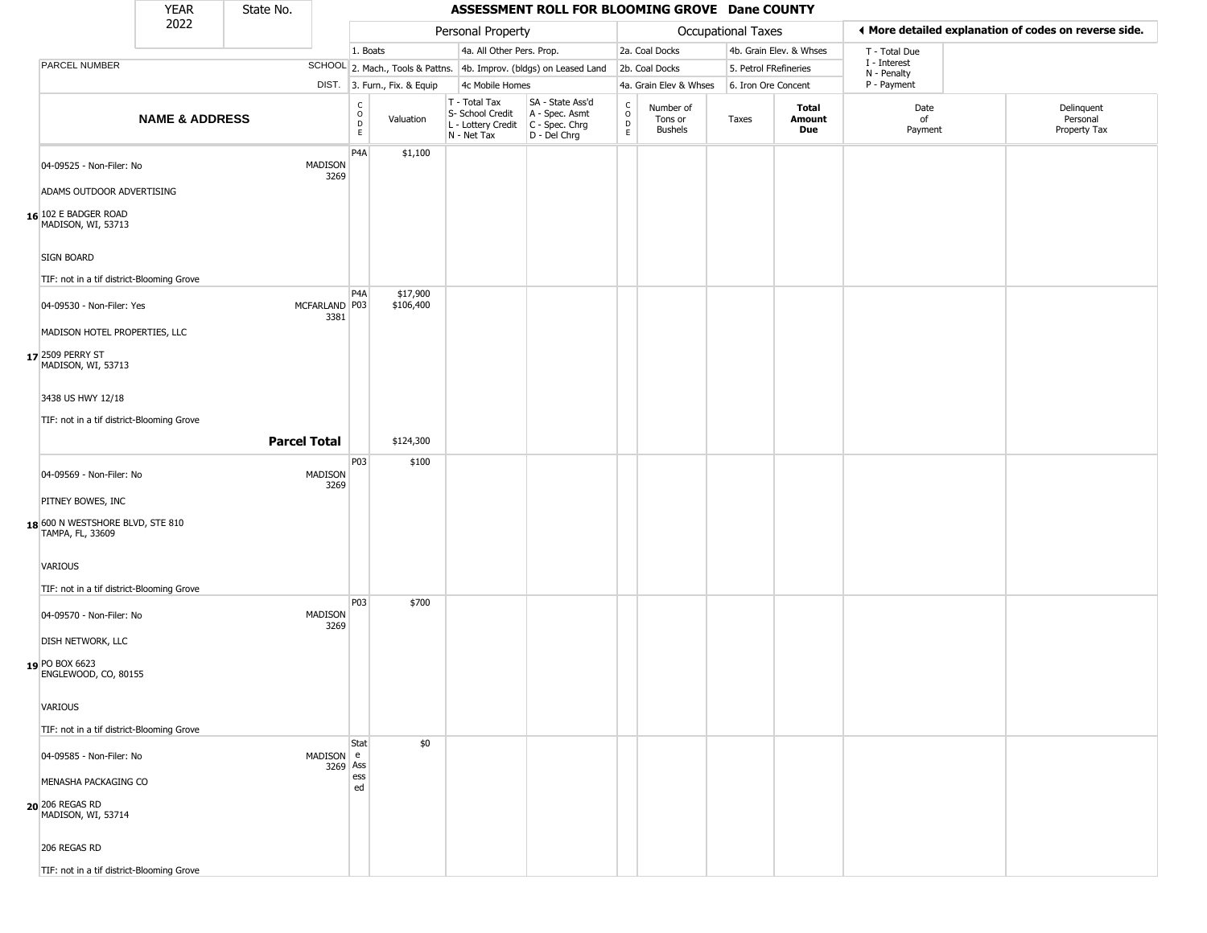# ASSESSMENT ROLL FOR BLOOMING GROVE Dane COUNTY

YEAR 2022 | State No.

| | PARCEL NUMBER / NAME & ADDRESS | SCHOOL DIST. | CODE | Valuation | T - Total Tax / S- School Credit / L - Lottery Credit / N - Net Tax | SA - State Ass'd / A - Spec. Asmt / C - Spec. Chrg / D - Del Chrg | CODE | Number of Tons or Bushels | Taxes | Total Amount Due | Date of Payment | Delinquent Personal Property Tax |
|---|---|---|---|---|---|---|---|---|---|---|---|---|
| 16 | 04-09525 - Non-Filer: No<br>ADAMS OUTDOOR ADVERTISING<br>102 E BADGER ROAD<br>MADISON, WI, 53713<br>SIGN BOARD<br>TIF: not in a tif district-Blooming Grove | MADISON 3269 | P4A | $1,100 | | | | | | | | |
| 17 | 04-09530 - Non-Filer: Yes<br>MADISON HOTEL PROPERTIES, LLC<br>2509 PERRY ST<br>MADISON, WI, 53713<br>3438 US HWY 12/18<br>TIF: not in a tif district-Blooming Grove | MCFARLAND 3381 | P4A<br>P03 | $17,900<br>$106,400 | | | | | | | | |
| | **Parcel Total** | | | $124,300 | | | | | | | | |
| 18 | 04-09569 - Non-Filer: No<br>PITNEY BOWES, INC<br>600 N WESTSHORE BLVD, STE 810<br>TAMPA, FL, 33609<br>VARIOUS<br>TIF: not in a tif district-Blooming Grove | MADISON 3269 | P03 | $100 | | | | | | | | |
| 19 | 04-09570 - Non-Filer: No<br>DISH NETWORK, LLC<br>PO BOX 6623<br>ENGLEWOOD, CO, 80155<br>VARIOUS<br>TIF: not in a tif district-Blooming Grove | MADISON 3269 | P03 | $700 | | | | | | | | |
| 20 | 04-09585 - Non-Filer: No<br>MENASHA PACKAGING CO<br>206 REGAS RD<br>MADISON, WI, 53714<br>206 REGAS RD<br>TIF: not in a tif district-Blooming Grove | MADISON 3269 | State Assessed | $0 | | | | | | | | |

Personal Property codes: 1. Boats; 2. Mach., Tools & Pattns.; 3. Furn., Fix. & Equip; 4a. All Other Pers. Prop.; 4b. Improv. (bldgs) on Leased Land; 4c Mobile Homes

Occupational Taxes codes: 2a. Coal Docks; 2b. Coal Docks; 4a. Grain Elev & Whses; 4b. Grain Elev. & Whses; 5. Petrol FRefineries; 6. Iron Ore Concent

◄ More detailed explanation of codes on reverse side.

T - Total Due; I - Interest; N - Penalty; P - Payment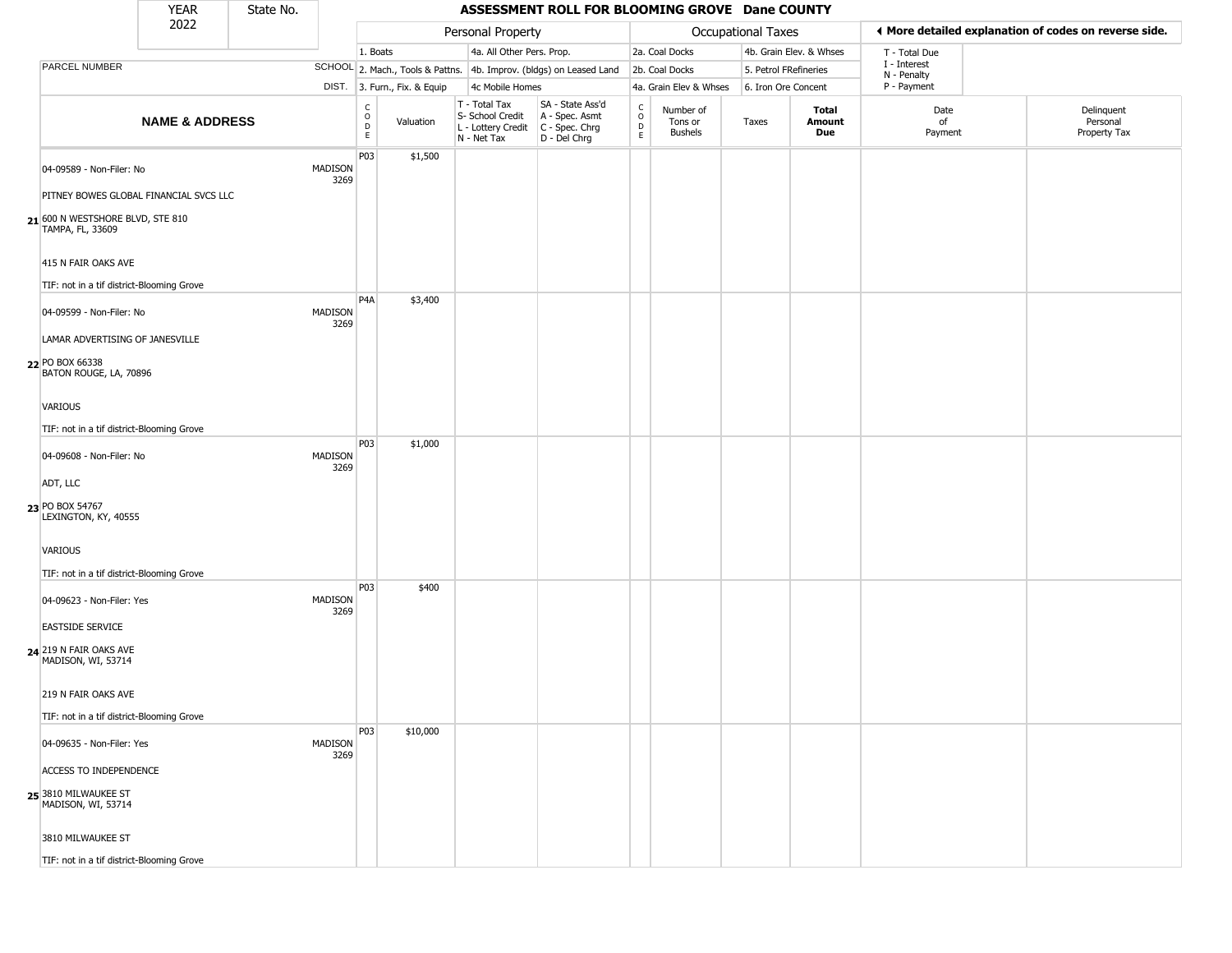| YEAR 2022 | State No. | | ASSESSMENT ROLL FOR BLOOMING GROVE Dane COUNTY | | | | | | | | | |
|---|---|---|---|---|---|---|---|---|---|---|---|---|
| | | | Personal Property | | | | Occupational Taxes | | | | ◀ More detailed explanation of codes on reverse side. | |
| | | | 1. Boats | | 4a. All Other Pers. Prop. | | 2a. Coal Docks | | 4b. Grain Elev. & Whses | | T - Total Due | |
| PARCEL NUMBER | | SCHOOL | 2. Mach., Tools & Pattns. | | 4b. Improv. (bldgs) on Leased Land | | 2b. Coal Docks | | 5. Petrol FRefineries | | I - Interest<br>N - Penalty | |
| | | DIST. | 3. Furn., Fix. & Equip | | 4c Mobile Homes | | 4a. Grain Elev & Whses | | 6. Iron Ore Concent | | P - Payment | |

| | NAME & ADDRESS | SCHOOL DIST. | CODE | Valuation | T - Total Tax<br>S- School Credit<br>L - Lottery Credit<br>N - Net Tax | SA - State Ass'd<br>A - Spec. Asmt<br>C - Spec. Chrg<br>D - Del Chrg | CODE | Number of Tons or Bushels | Taxes | Total Amount Due | Date of Payment | Delinquent Personal Property Tax |
|---|---|---|---|---|---|---|---|---|---|---|---|---|
| 21 | 04-09589 - Non-Filer: No<br>PITNEY BOWES GLOBAL FINANCIAL SVCS LLC<br>600 N WESTSHORE BLVD, STE 810<br>TAMPA, FL, 33609<br>415 N FAIR OAKS AVE<br>TIF: not in a tif district-Blooming Grove | MADISON 3269 | P03 | $1,500 | | | | | | | | |
| 22 | 04-09599 - Non-Filer: No<br>LAMAR ADVERTISING OF JANESVILLE<br>PO BOX 66338<br>BATON ROUGE, LA, 70896<br>VARIOUS<br>TIF: not in a tif district-Blooming Grove | MADISON 3269 | P4A | $3,400 | | | | | | | | |
| 23 | 04-09608 - Non-Filer: No<br>ADT, LLC<br>PO BOX 54767<br>LEXINGTON, KY, 40555<br>VARIOUS<br>TIF: not in a tif district-Blooming Grove | MADISON 3269 | P03 | $1,000 | | | | | | | | |
| 24 | 04-09623 - Non-Filer: Yes<br>EASTSIDE SERVICE<br>219 N FAIR OAKS AVE<br>MADISON, WI, 53714<br>219 N FAIR OAKS AVE<br>TIF: not in a tif district-Blooming Grove | MADISON 3269 | P03 | $400 | | | | | | | | |
| 25 | 04-09635 - Non-Filer: Yes<br>ACCESS TO INDEPENDENCE<br>3810 MILWAUKEE ST<br>MADISON, WI, 53714<br>3810 MILWAUKEE ST<br>TIF: not in a tif district-Blooming Grove | MADISON 3269 | P03 | $10,000 | | | | | | | | |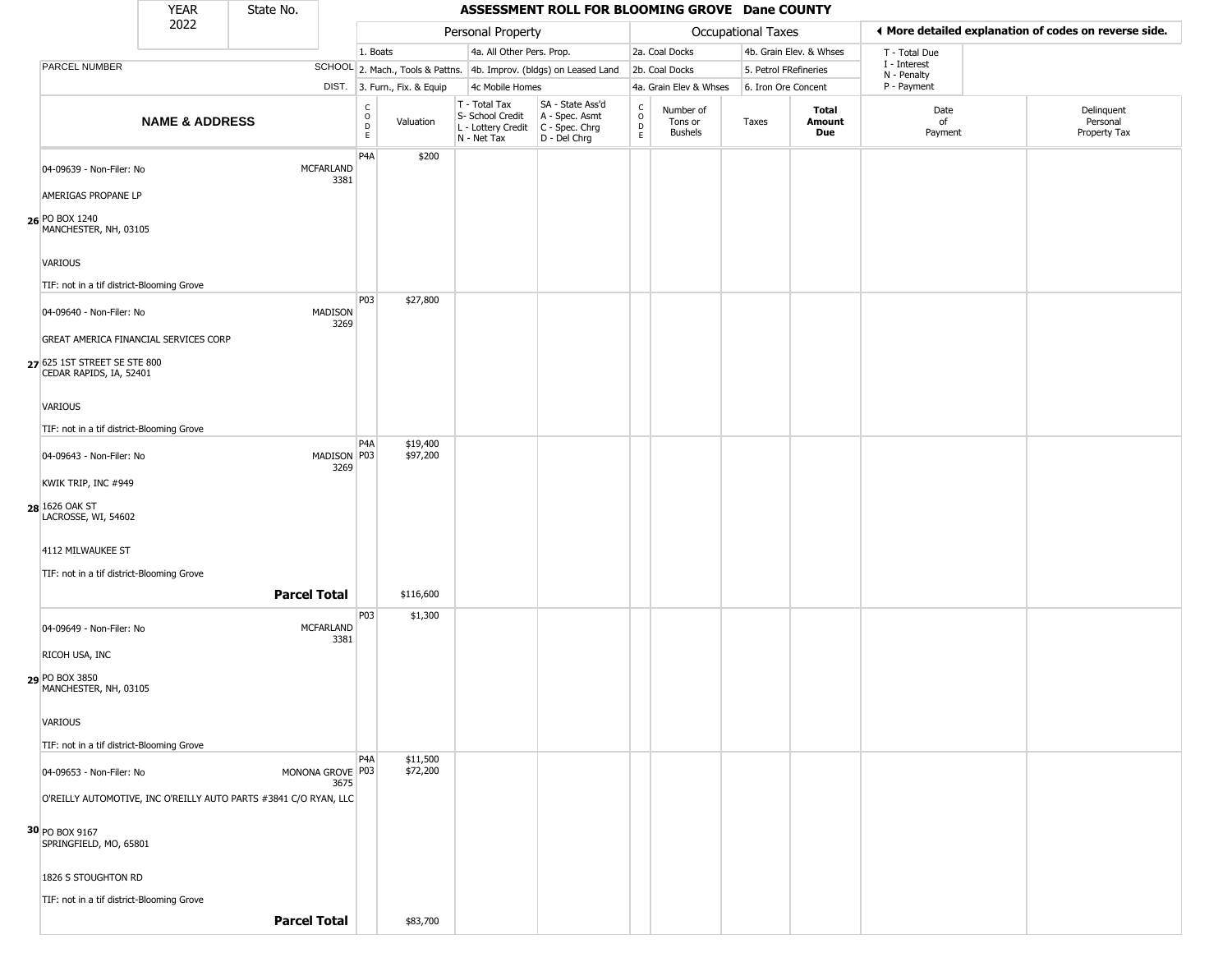| YEAR 2022 | State No. | ASSESSMENT ROLL FOR BLOOMING GROVE Dane COUNTY |
|---|---|---|

| | Personal Property | | | | Occupational Taxes | | | | ◀ More detailed explanation of codes on reverse side. |
|---|---|---|---|---|---|---|---|---|---|
| PARCEL NUMBER SCHOOL DIST. | 1. Boats | 4a. All Other Pers. Prop. | | | 2a. Coal Docks | | 4b. Grain Elev. & Whses | | T - Total Due I - Interest N - Penalty P - Payment |
| | 2. Mach., Tools & Pattns. | 4b. Improv. (bldgs) on Leased Land | | | 2b. Coal Docks | | 5. Petrol FRefineries | | |
| | 3. Furn., Fix. & Equip | 4c Mobile Homes | | | 4a. Grain Elev & Whses | | 6. Iron Ore Concent | | |

| | NAME & ADDRESS | CODE | Valuation | T - Total Tax S- School Credit L - Lottery Credit N - Net Tax | SA - State Ass'd A - Spec. Asmt C - Spec. Chrg D - Del Chrg | CODE | Number of Tons or Bushels | Taxes | Total Amount Due | Date of Payment | Delinquent Personal Property Tax |
|---|---|---|---|---|---|---|---|---|---|---|---|
| 26 | 04-09639 - Non-Filer: No MCFARLAND 3381<br>AMERIGAS PROPANE LP<br>PO BOX 1240<br>MANCHESTER, NH, 03105<br>VARIOUS<br>TIF: not in a tif district-Blooming Grove | P4A | $200 | | | | | | | | |
| 27 | 04-09640 - Non-Filer: No MADISON 3269<br>GREAT AMERICA FINANCIAL SERVICES CORP<br>625 1ST STREET SE STE 800<br>CEDAR RAPIDS, IA, 52401<br>VARIOUS<br>TIF: not in a tif district-Blooming Grove | P03 | $27,800 | | | | | | | | |
| 28 | 04-09643 - Non-Filer: No MADISON 3269<br>KWIK TRIP, INC #949<br>1626 OAK ST<br>LACROSSE, WI, 54602<br>4112 MILWAUKEE ST<br>TIF: not in a tif district-Blooming Grove | P4A<br>P03 | $19,400<br>$97,200 | | | | | | | | |
| | **Parcel Total** | | $116,600 | | | | | | | | |
| 29 | 04-09649 - Non-Filer: No MCFARLAND 3381<br>RICOH USA, INC<br>PO BOX 3850<br>MANCHESTER, NH, 03105<br>VARIOUS<br>TIF: not in a tif district-Blooming Grove | P03 | $1,300 | | | | | | | | |
| 30 | 04-09653 - Non-Filer: No MONONA GROVE 3675<br>O'REILLY AUTOMOTIVE, INC O'REILLY AUTO PARTS #3841 C/O RYAN, LLC<br>PO BOX 9167<br>SPRINGFIELD, MO, 65801<br>1826 S STOUGHTON RD<br>TIF: not in a tif district-Blooming Grove | P4A<br>P03 | $11,500<br>$72,200 | | | | | | | | |
| | **Parcel Total** | | $83,700 | | | | | | | | |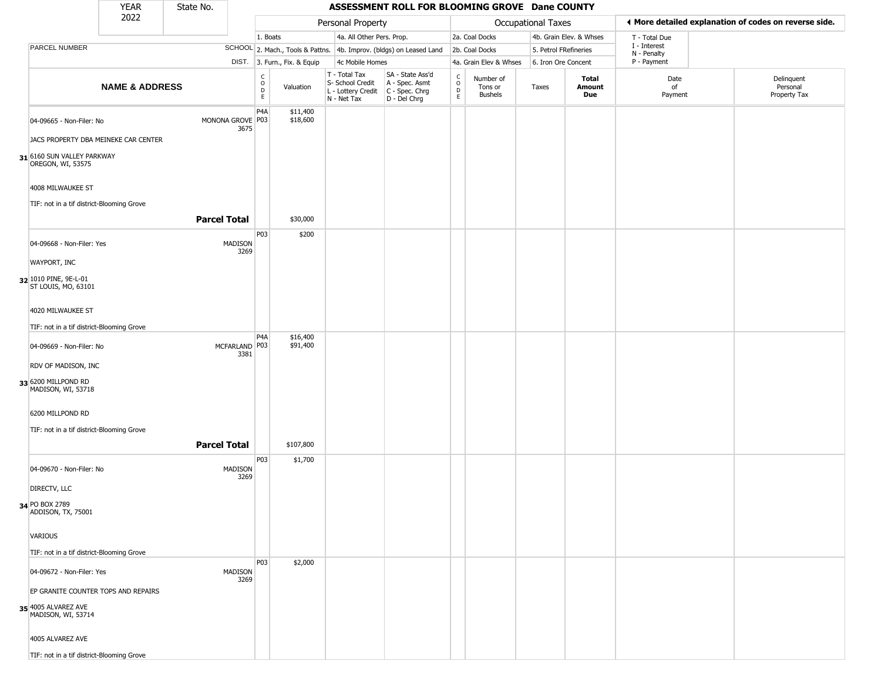| YEAR 2022 | State No. | ASSESSMENT ROLL FOR BLOOMING GROVE Dane COUNTY |
|---|---|---|

| | | Personal Property | | | | Occupational Taxes | | | | ◄ More detailed explanation of codes on reverse side. |
|---|---|---|---|---|---|---|---|---|---|---|
| PARCEL NUMBER | SCHOOL DIST. | 1. Boats<br>2. Mach., Tools & Pattns.<br>3. Furn., Fix. & Equip | | 4a. All Other Pers. Prop.<br>4b. Improv. (bldgs) on Leased Land<br>4c Mobile Homes | | 2a. Coal Docks<br>2b. Coal Docks<br>4a. Grain Elev & Whses | | 4b. Grain Elev. & Whses<br>5. Petrol FRefineries<br>6. Iron Ore Concent | | T - Total Due<br>I - Interest<br>N - Penalty<br>P - Payment |

| | NAME & ADDRESS | | CODE | Valuation | T - Total Tax<br>S- School Credit<br>L - Lottery Credit<br>N - Net Tax | SA - State Ass'd<br>A - Spec. Asmt<br>C - Spec. Chrg<br>D - Del Chrg | CODE | Number of Tons or Bushels | Taxes | Total Amount Due | Date of Payment | Delinquent Personal Property Tax |
|---|---|---|---|---|---|---|---|---|---|---|---|---|
| 31 | 04-09665 - Non-Filer: No<br>JACS PROPERTY DBA MEINEKE CAR CENTER<br>6160 SUN VALLEY PARKWAY<br>OREGON, WI, 53575<br>4008 MILWAUKEE ST<br>TIF: not in a tif district-Blooming Grove | MONONA GROVE 3675 | P4A<br>P03 | $11,400<br>$18,600 | | | | | | | | |
| | | **Parcel Total** | | $30,000 | | | | | | | | |
| 32 | 04-09668 - Non-Filer: Yes<br>WAYPORT, INC<br>1010 PINE, 9E-L-01<br>ST LOUIS, MO, 63101<br>4020 MILWAUKEE ST<br>TIF: not in a tif district-Blooming Grove | MADISON 3269 | P03 | $200 | | | | | | | | |
| 33 | 04-09669 - Non-Filer: No<br>RDV OF MADISON, INC<br>6200 MILLPOND RD<br>MADISON, WI, 53718<br>6200 MILLPOND RD<br>TIF: not in a tif district-Blooming Grove | MCFARLAND 3381 | P4A<br>P03 | $16,400<br>$91,400 | | | | | | | | |
| | | **Parcel Total** | | $107,800 | | | | | | | | |
| 34 | 04-09670 - Non-Filer: No<br>DIRECTV, LLC<br>PO BOX 2789<br>ADDISON, TX, 75001<br>VARIOUS<br>TIF: not in a tif district-Blooming Grove | MADISON 3269 | P03 | $1,700 | | | | | | | | |
| 35 | 04-09672 - Non-Filer: Yes<br>EP GRANITE COUNTER TOPS AND REPAIRS<br>4005 ALVAREZ AVE<br>MADISON, WI, 53714<br>4005 ALVAREZ AVE<br>TIF: not in a tif district-Blooming Grove | MADISON 3269 | P03 | $2,000 | | | | | | | | |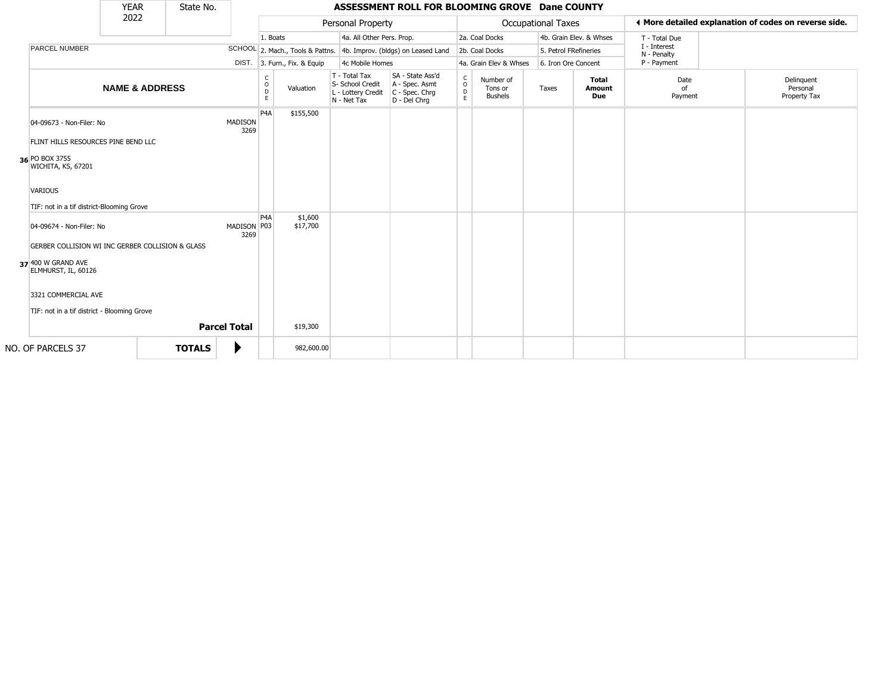| YEAR 2022 | State No. | | **ASSESSMENT ROLL FOR BLOOMING GROVE Dane COUNTY** | | | | | | | | |
|---|---|---|---|---|---|---|---|---|---|---|---|

| | | Personal Property | | | | Occupational Taxes | | | | ◄ More detailed explanation of codes on reverse side. | |
|---|---|---|---|---|---|---|---|---|---|---|---|
| PARCEL NUMBER | SCHOOL DIST. | 1. Boats<br>2. Mach., Tools & Pattns.<br>3. Furn., Fix. & Equip | | 4a. All Other Pers. Prop.<br>4b. Improv. (bldgs) on Leased Land<br>4c Mobile Homes | | 2a. Coal Docks<br>2b. Coal Docks<br>4a. Grain Elev & Whses | | 4b. Grain Elev. & Whses<br>5. Petrol FRefineries<br>6. Iron Ore Concent | | T - Total Due<br>I - Interest<br>N - Penalty<br>P - Payment | |
| **NAME & ADDRESS** | | CODE | Valuation | T - Total Tax<br>S- School Credit<br>L - Lottery Credit<br>N - Net Tax | SA - State Ass'd<br>A - Spec. Asmt<br>C - Spec. Chrg<br>D - Del Chrg | CODE | Number of Tons or Bushels | Taxes | **Total Amount Due** | Date of Payment | Delinquent Personal Property Tax |
| **36** 04-09673 - Non-Filer: No<br>FLINT HILLS RESOURCES PINE BEND LLC<br>PO BOX 3755<br>WICHITA, KS, 67201<br>VARIOUS<br>TIF: not in a tif district-Blooming Grove | MADISON 3269 | P4A | $155,500 | | | | | | | | |
| **37** 04-09674 - Non-Filer: No<br>GERBER COLLISION WI INC GERBER COLLISION & GLASS<br>400 W GRAND AVE<br>ELMHURST, IL, 60126<br>3321 COMMERCIAL AVE<br>TIF: not in a tif district - Blooming Grove | MADISON 3269 | P4A<br>P03 | $1,600<br>$17,700 | | | | | | | | |
| **Parcel Total** | | | $19,300 | | | | | | | | |
| NO. OF PARCELS 37 | **TOTALS** ▶ | | 982,600.00 | | | | | | | | |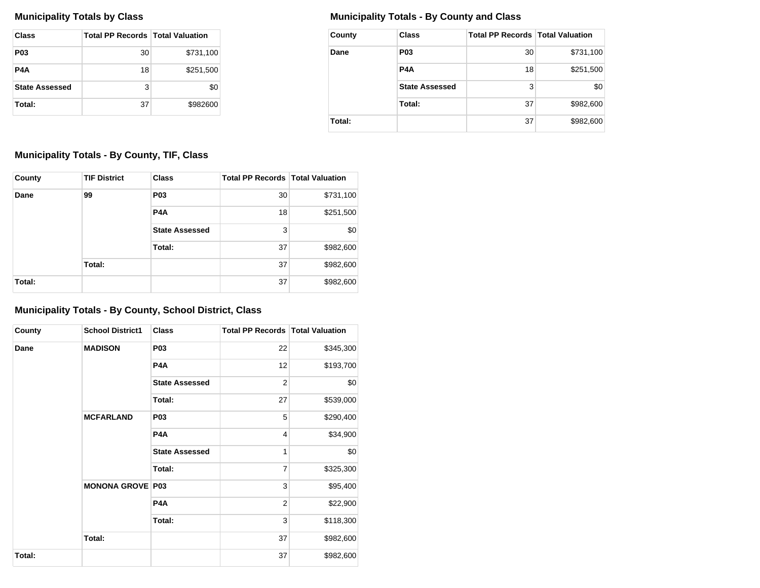### Municipality Totals by Class

| Class | Total PP Records | Total Valuation |
| --- | --- | --- |
| **P03** | 30 | $731,100 |
| **P4A** | 18 | $251,500 |
| **State Assessed** | 3 | $0 |
| **Total:** | 37 | $982600 |

### Municipality Totals - By County and Class

| County | Class | Total PP Records | Total Valuation |
| --- | --- | --- | --- |
| **Dane** | **P03** | 30 | $731,100 |
| | **P4A** | 18 | $251,500 |
| | **State Assessed** | 3 | $0 |
| | **Total:** | 37 | $982,600 |
| **Total:** | | 37 | $982,600 |

### Municipality Totals - By County, TIF, Class

| County | TIF District | Class | Total PP Records | Total Valuation |
| --- | --- | --- | --- | --- |
| **Dane** | **99** | **P03** | 30 | $731,100 |
| | | **P4A** | 18 | $251,500 |
| | | **State Assessed** | 3 | $0 |
| | | **Total:** | 37 | $982,600 |
| | **Total:** | | 37 | $982,600 |
| **Total:** | | | 37 | $982,600 |

### Municipality Totals - By County, School District, Class

| County | School District1 | Class | Total PP Records | Total Valuation |
| --- | --- | --- | --- | --- |
| **Dane** | **MADISON** | **P03** | 22 | $345,300 |
| | | **P4A** | 12 | $193,700 |
| | | **State Assessed** | 2 | $0 |
| | | **Total:** | 27 | $539,000 |
| | **MCFARLAND** | **P03** | 5 | $290,400 |
| | | **P4A** | 4 | $34,900 |
| | | **State Assessed** | 1 | $0 |
| | | **Total:** | 7 | $325,300 |
| | **MONONA GROVE** | **P03** | 3 | $95,400 |
| | | **P4A** | 2 | $22,900 |
| | | **Total:** | 3 | $118,300 |
| | **Total:** | | 37 | $982,600 |
| **Total:** | | | 37 | $982,600 |